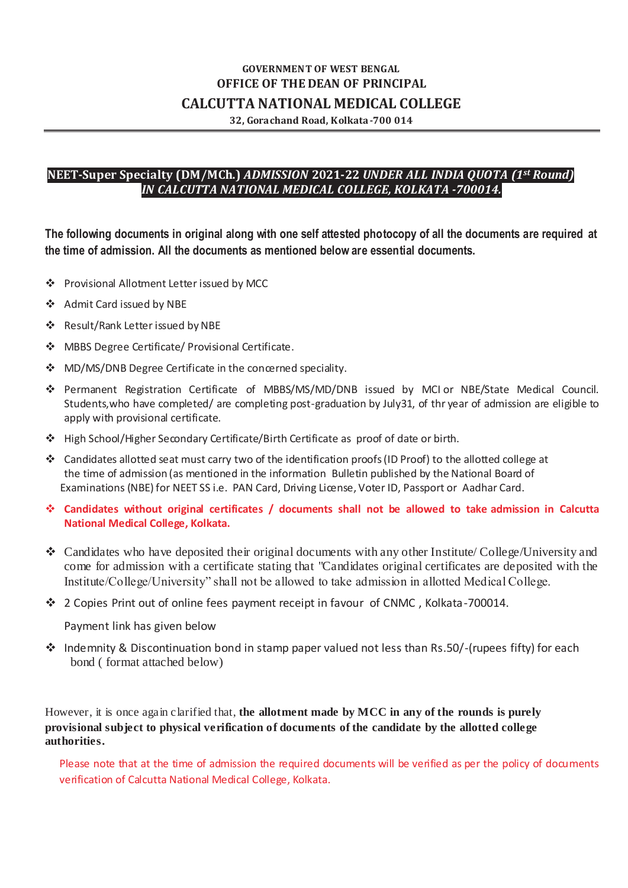GOVERNMENT OF WEST BENGAL

OFFICE OF THE DEAN OF PRINCIPAL

# CALCUTTA NATIONAL MEDICAL COLLEGE

32, Gorachand Road, Kolkata-700 014

## NEET-Super Specialty (DM/MCh.) *ADMISSION* 2021-22 *UNDER ALL INDIA QUOTA (1st Round) IN CALCUTTA NATIONAL MEDICAL COLLEGE, KOLKATA -700014.*

**The following documents in original along with one self attested photocopy of all the documents are required at the time of admission. All the documents as mentioned below are essential documents.**

- Provisional Allotment Letter issued by MCC
- Admit Card issued by NBE
- Result/Rank Letter issued by NBE
- MBBS Degree Certificate/ Provisional Certificate.
- MD/MS/DNB Degree Certificate in the concerned speciality.
- Permanent Registration Certificate of MBBS/MS/MD/DNB issued by MCI or NBE/State Medical Council. Students,who have completed/ are completing post-graduation by July31, of thr year of admission are eligible to apply with provisional certificate.
- High School/Higher Secondary Certificate/Birth Certificate as proof of date or birth.
- Candidates allotted seat must carry two of the identification proofs (ID Proof) to the allotted college at the time of admission (as mentioned in the information Bulletin published by the National Board of Examinations (NBE) for NEET SS i.e. PAN Card, Driving License, Voter ID, Passport or Aadhar Card.
- **Candidates without original certificates / documents shall not be allowed to take admission in Calcutta National Medical College, Kolkata.**
- Candidates who have deposited their original documents with any other Institute/ College/University and come for admission with a certificate stating that "Candidates original certificates are deposited with the Institute/College/University" shall not be allowed to take admission in allotted Medical College.
- 2 Copies Print out of online fees payment receipt in favour of CNMC , Kolkata-700014.

  Payment link has given below
- Indemnity & Discontinuation bond in stamp paper valued not less than Rs.50/-(rupees fifty) for each bond ( format attached below)

However, it is once again clarified that, **the allotment made by MCC in any of the rounds is purely provisional subject to physical verification of documents of the candidate by the allotted college authorities.**

Please note that at the time of admission the required documents will be verified as per the policy of documents verification of Calcutta National Medical College, Kolkata.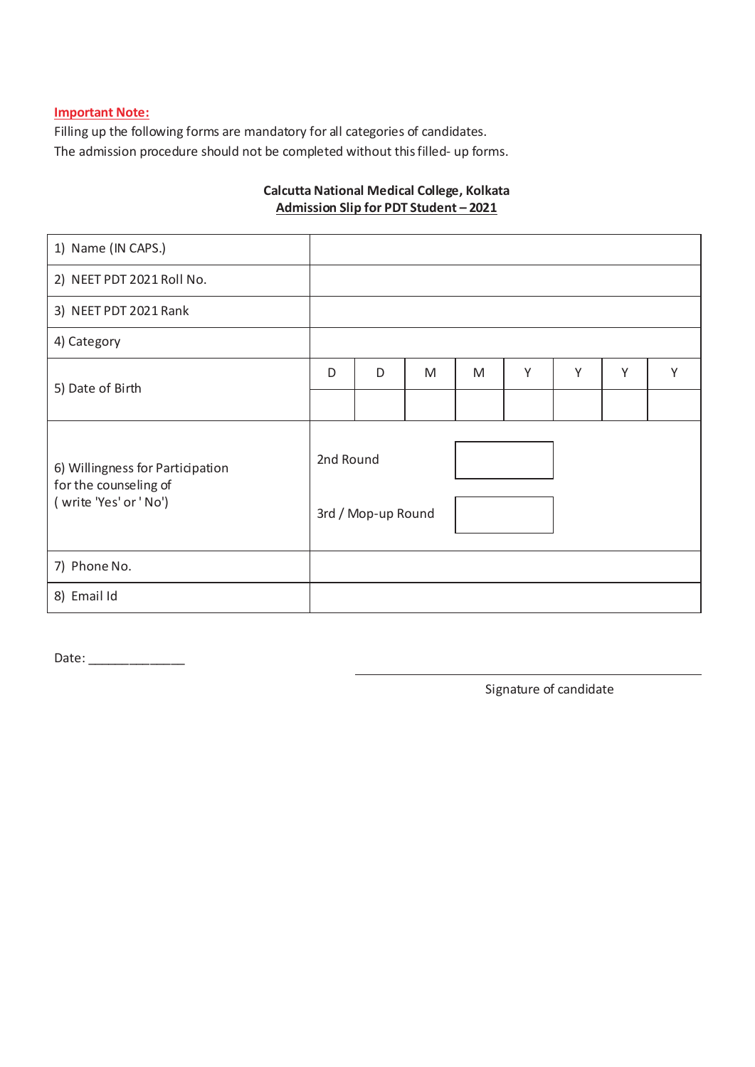**Important Note:**

Filling up the following forms are mandatory for all categories of candidates.
The admission procedure should not be completed without this filled- up forms.

**Calcutta National Medical College, Kolkata**
**Admission Slip for PDT Student – 2021**

| | | | | | | | | |
|---|---|---|---|---|---|---|---|---|
| 1) Name (IN CAPS.) | | | | | | | | |
| 2) NEET PDT 2021 Roll No. | | | | | | | | |
| 3) NEET PDT 2021 Rank | | | | | | | | |
| 4) Category | | | | | | | | |
| 5) Date of Birth | D | D | M | M | Y | Y | Y | Y |
| | | | | | | | | |
| 6) Willingness for Participation for the counseling of ( write 'Yes' or ' No') | 2nd Round | | | | | | | |
| | 3rd / Mop-up Round | | | | | | | |
| 7) Phone No. | | | | | | | | |
| 8) Email Id | | | | | | | | |

Date: _______________

_________________________
Signature of candidate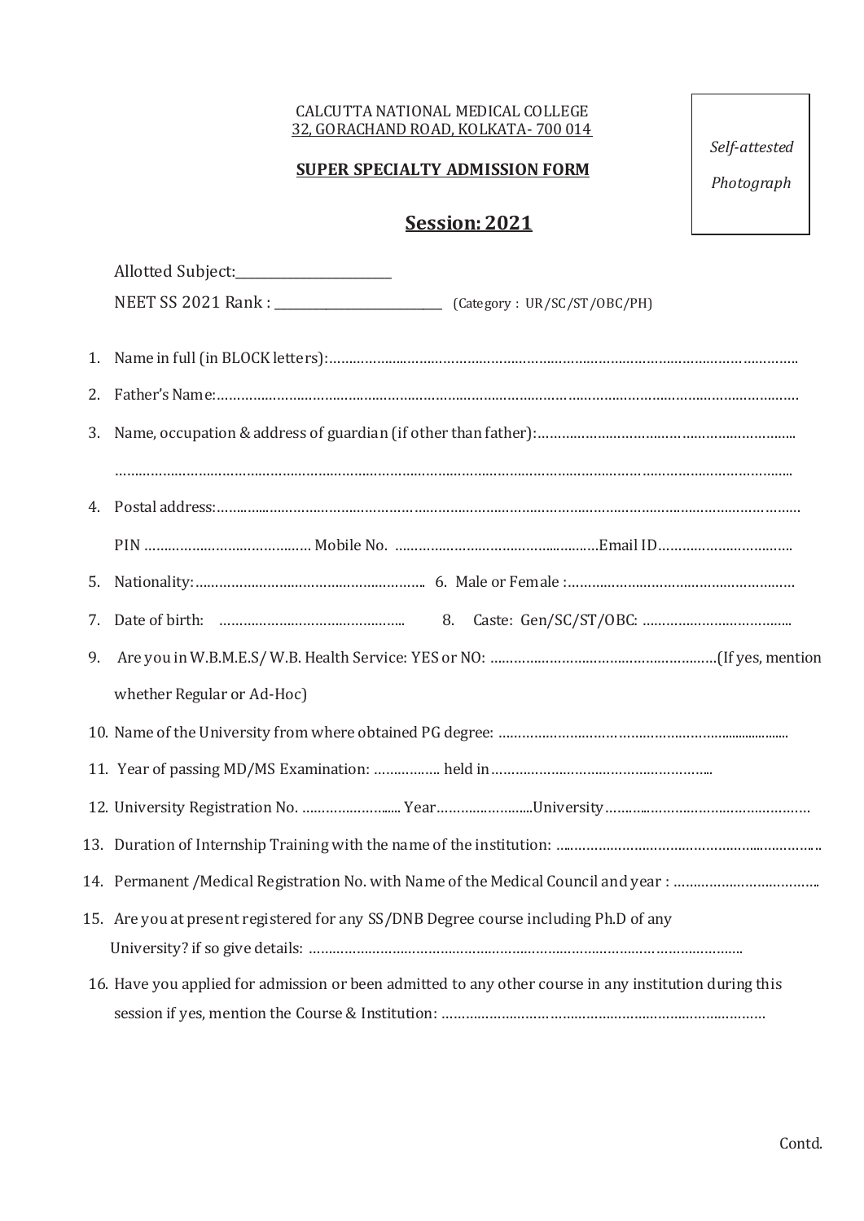CALCUTTA NATIONAL MEDICAL COLLEGE
32, GORACHAND ROAD, KOLKATA- 700 014

*Self-attested Photograph*

**SUPER SPECIALTY ADMISSION FORM**

## Session: 2021

Allotted Subject:________________________

NEET SS 2021 Rank : ___________________________ (Category : UR/SC/ST/OBC/PH)

1. Name in full (in BLOCK letters):…………………………………………………………………………………………………………
2. Father's Name:……………………………………………………………………………………………………………………………
3. Name, occupation & address of guardian (if other than father):………………………………………………………

   ……………………………………………………………………………………………………………………………………………………
4. Postal address:……………………………………………………………………………………………………………………………

   PIN …………………………………… Mobile No. ………………………………………………Email ID……………………………
5. Nationality:…………………………………………………… 6. Male or Female :…………………………………………………
7. Date of birth: ……………………………………….. 8. Caste: Gen/SC/ST/OBC: ………………………………..
9. Are you in W.B.M.E.S/ W.B. Health Service: YES or NO: …………………………………………………(If yes, mention whether Regular or Ad-Hoc)
10. Name of the University from where obtained PG degree: ………………………………………………………………
11. Year of passing MD/MS Examination: …………….. held in………………………………………………..
12. University Registration No. …………………..... Year…………………….University………………………………………
13. Duration of Internship Training with the name of the institution: ……………………………………………………
14. Permanent /Medical Registration No. with Name of the Medical Council and year : ………………………………
15. Are you at present registered for any SS/DNB Degree course including Ph.D of any University? if so give details: …………………………………………………………………………………………………
16. Have you applied for admission or been admitted to any other course in any institution during this session if yes, mention the Course & Institution: ………………………………………………………………………

Contd.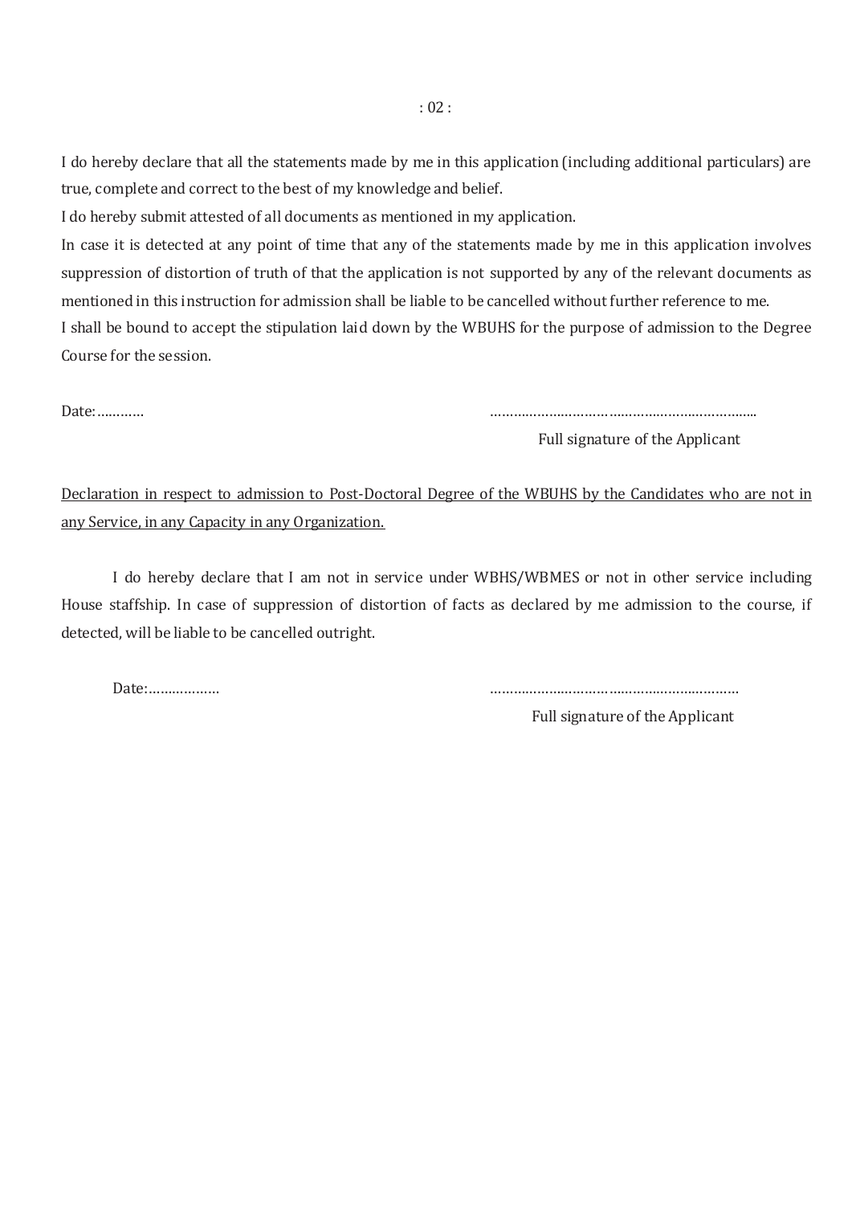I do hereby declare that all the statements made by me in this application (including additional particulars) are true, complete and correct to the best of my knowledge and belief.

I do hereby submit attested of all documents as mentioned in my application.

In case it is detected at any point of time that any of the statements made by me in this application involves suppression of distortion of truth of that the application is not supported by any of the relevant documents as mentioned in this instruction for admission shall be liable to be cancelled without further reference to me.

I shall be bound to accept the stipulation laid down by the WBUHS for the purpose of admission to the Degree Course for the session.

Date:…………

……………………………………………………………..

Full signature of the Applicant

<u>Declaration in respect to admission to Post-Doctoral Degree of the WBUHS by the Candidates who are not in any Service, in any Capacity in any Organization.</u>

I do hereby declare that I am not in service under WBHS/WBMES or not in other service including House staffship. In case of suppression of distortion of facts as declared by me admission to the course, if detected, will be liable to be cancelled outright.

Date:………………

………………………………………………………

Full signature of the Applicant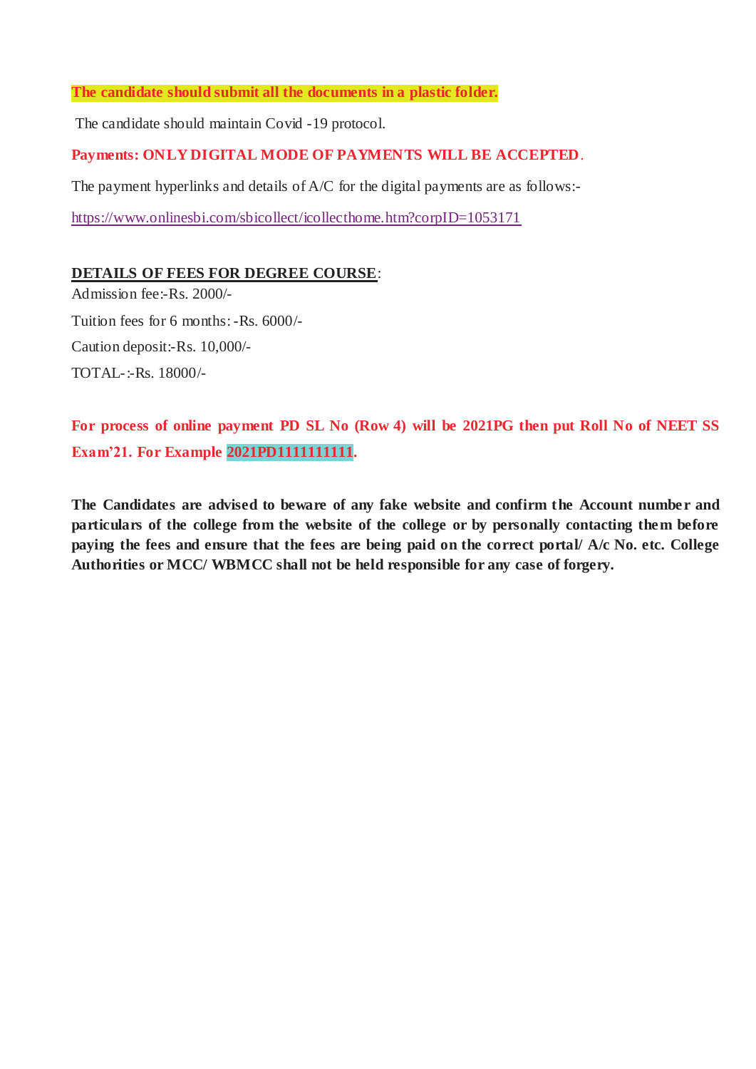**The candidate should submit all the documents in a plastic folder.**

The candidate should maintain Covid -19 protocol.

**Payments: ONLY DIGITAL MODE OF PAYMENTS WILL BE ACCEPTED**.

The payment hyperlinks and details of A/C for the digital payments are as follows:-

https://www.onlinesbi.com/sbicollect/icollecthome.htm?corpID=1053171

**DETAILS OF FEES FOR DEGREE COURSE**:

Admission fee:-Rs. 2000/-

Tuition fees for 6 months: -Rs. 6000/-

Caution deposit:-Rs. 10,000/-

TOTAL-:-Rs. 18000/-

**For process of online payment PD SL No (Row 4) will be 2021PG then put Roll No of NEET SS Exam'21. For Example 2021PD1111111111.**

**The Candidates are advised to beware of any fake website and confirm the Account number and particulars of the college from the website of the college or by personally contacting them before paying the fees and ensure that the fees are being paid on the correct portal/ A/c No. etc. College Authorities or MCC/ WBMCC shall not be held responsible for any case of forgery.**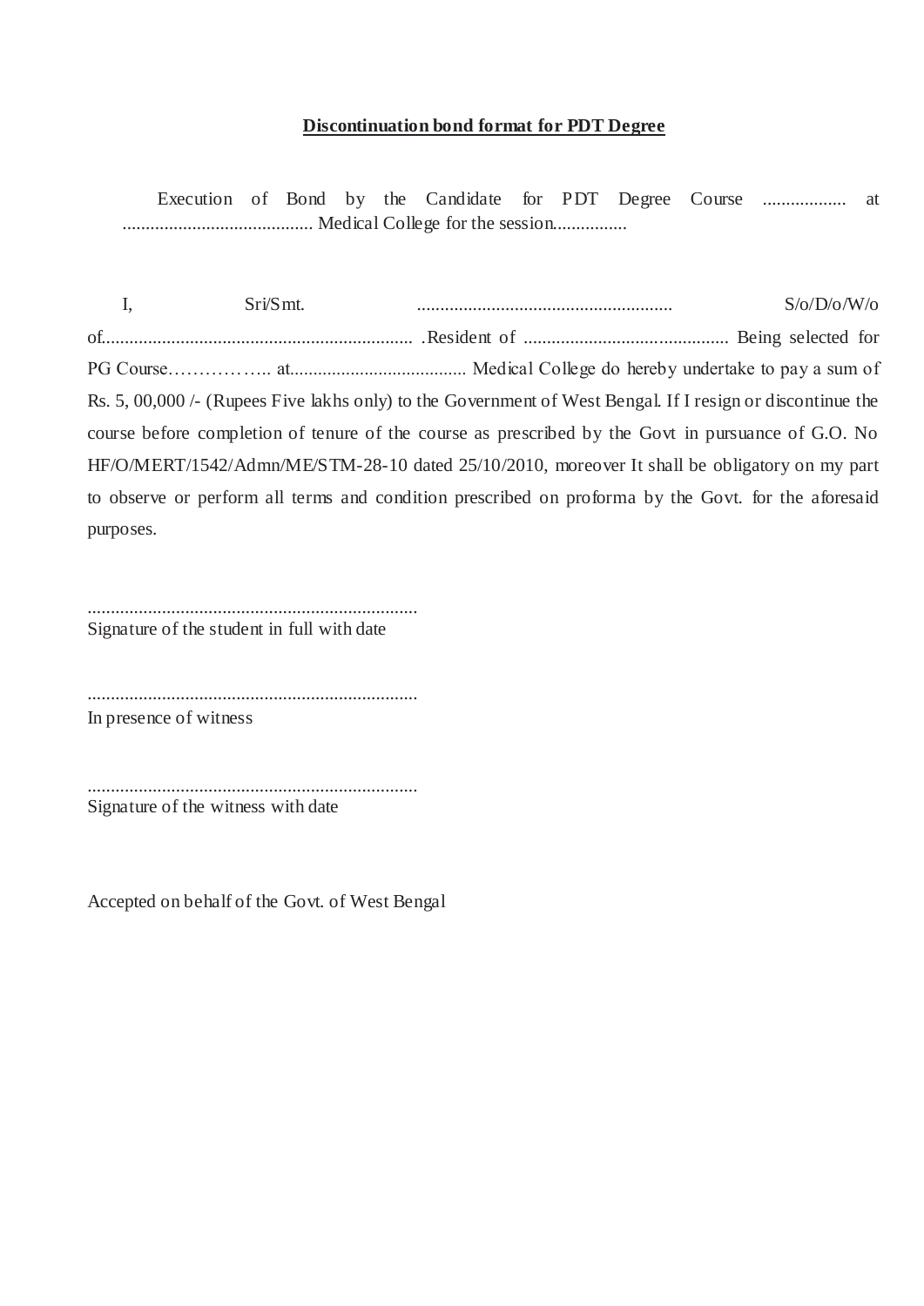**<u>Discontinuation bond format for PDT Degree</u>**

Execution of Bond by the Candidate for PDT Degree Course .................. at .......................................... Medical College for the session................

I, Sri/Smt. ....................................................... S/o/D/o/W/o of.................................................................... .Resident of ............................................ Being selected for PG Course…………….. at...................................... Medical College do hereby undertake to pay a sum of Rs. 5, 00,000 /- (Rupees Five lakhs only) to the Government of West Bengal. If I resign or discontinue the course before completion of tenure of the course as prescribed by the Govt in pursuance of G.O. No HF/O/MERT/1542/Admn/ME/STM-28-10 dated 25/10/2010, moreover It shall be obligatory on my part to observe or perform all terms and condition prescribed on proforma by the Govt. for the aforesaid purposes.

.......................................................................
Signature of the student in full with date

.......................................................................
In presence of witness

.......................................................................
Signature of the witness with date

Accepted on behalf of the Govt. of West Bengal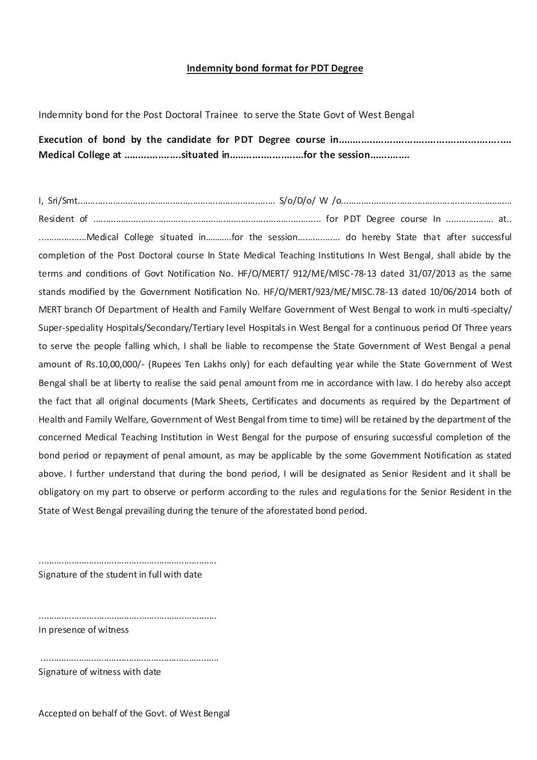**Indemnity bond format for PDT Degree**

Indemnity bond for the Post Doctoral Trainee to serve the State Govt of West Bengal

**Execution of bond by the candidate for PDT Degree course in…………………………………………………… Medical College at ………………..situated in………………………for the session…………..**

I, Sri/Smt……………………………………………………………………… S/o/D/o/ W /o…………………………………………………………… Resident of ……………………………………………………………………………….. for PDT Degree course In ……………… at.. ………………Medical College situated in……….for the session……………. do hereby State that after successful completion of the Post Doctoral course In State Medical Teaching Institutions In West Bengal, shall abide by the terms and conditions of Govt Notification No. HF/O/MERT/ 912/ME/MISC-78-13 dated 31/07/2013 as the same stands modified by the Government Notification No. HF/O/MERT/923/ME/MISC.78-13 dated 10/06/2014 both of MERT branch Of Department of Health and Family Welfare Government of West Bengal to work in multi-specialty/ Super-speciality Hospitals/Secondary/Tertiary level Hospitals in West Bengal for a continuous period Of Three years to serve the people falling which, I shall be liable to recompense the State Government of West Bengal a penal amount of Rs.10,00,000/- (Rupees Ten Lakhs only) for each defaulting year while the State Government of West Bengal shall be at liberty to realise the said penal amount from me in accordance with law. I do hereby also accept the fact that all original documents (Mark Sheets, Certificates and documents as required by the Department of Health and Family Welfare, Government of West Bengal from time to time) will be retained by the department of the concerned Medical Teaching Institution in West Bengal for the purpose of ensuring successful completion of the bond period or repayment of penal amount, as may be applicable by the some Government Notification as stated above. I further understand that during the bond period, I will be designated as Senior Resident and it shall be obligatory on my part to observe or perform according to the rules and regulations for the Senior Resident in the State of West Bengal prevailing during the tenure of the aforestated bond period.

……………………………………………………………
Signature of the student in full with date

……………………………………………………………
In presence of witness

……………………………………………………………
Signature of witness with date

Accepted on behalf of the Govt. of West Bengal